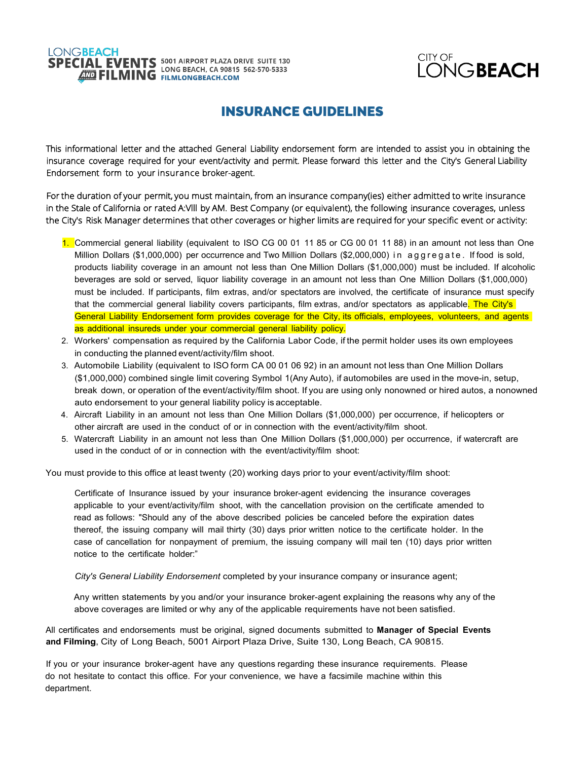LONGBEACH SPECIAL EVENTS AND FILMING
5001 AIRPORT PLAZA DRIVE SUITE 130
LONG BEACH, CA 90815 562-570-5333
FILMLONGBEACH.COM

CITY OF LONGBEACH

# INSURANCE GUIDELINES

This informational letter and the attached General Liability endorsement form are intended to assist you in obtaining the insurance coverage required for your event/activity and permit. Please forward this letter and the City's General Liability Endorsement form to your insurance broker-agent.

For the duration of your permit, you must maintain, from an insurance company(ies) either admitted to write insurance in the Stale of California or rated A:Vlll by AM. Best Company (or equivalent), the following insurance coverages, unless the City's Risk Manager determines that other coverages or higher limits are required for your specific event or activity:

1. Commercial general liability (equivalent to ISO CG 00 01 11 85 or CG 00 01 11 88) in an amount not less than One Million Dollars ($1,000,000) per occurrence and Two Million Dollars ($2,000,000) in aggregate. If food is sold, products liability coverage in an amount not less than One Million Dollars ($1,000,000) must be included. If alcoholic beverages are sold or served, liquor liability coverage in an amount not less than One Million Dollars ($1,000,000) must be included. If participants, film extras, and/or spectators are involved, the certificate of insurance must specify that the commercial general liability covers participants, film extras, and/or spectators as applicable. The City's General Liability Endorsement form provides coverage for the City, its officials, employees, volunteers, and agents as additional insureds under your commercial general liability policy.
2. Workers' compensation as required by the California Labor Code, if the permit holder uses its own employees in conducting the planned event/activity/film shoot.
3. Automobile Liability (equivalent to ISO form CA 00 01 06 92) in an amount not less than One Million Dollars ($1,000,000) combined single limit covering Symbol 1(Any Auto), if automobiles are used in the move-in, setup, break down, or operation of the event/activity/film shoot. If you are using only nonowned or hired autos, a nonowned auto endorsement to your general liability policy is acceptable.
4. Aircraft Liability in an amount not less than One Million Dollars ($1,000,000) per occurrence, if helicopters or other aircraft are used in the conduct of or in connection with the event/activity/film shoot.
5. Watercraft Liability in an amount not less than One Million Dollars ($1,000,000) per occurrence, if watercraft are used in the conduct of or in connection with the event/activity/film shoot:

You must provide to this office at least twenty (20) working days prior to your event/activity/film shoot:

Certificate of Insurance issued by your insurance broker-agent evidencing the insurance coverages applicable to your event/activity/film shoot, with the cancellation provision on the certificate amended to read as follows: "Should any of the above described policies be canceled before the expiration dates thereof, the issuing company will mail thirty (30) days prior written notice to the certificate holder. In the case of cancellation for nonpayment of premium, the issuing company will mail ten (10) days prior written notice to the certificate holder:"

*City's General Liability Endorsement* completed by your insurance company or insurance agent;

Any written statements by you and/or your insurance broker-agent explaining the reasons why any of the above coverages are limited or why any of the applicable requirements have not been satisfied.

All certificates and endorsements must be original, signed documents submitted to **Manager of Special Events and Filming**, City of Long Beach, 5001 Airport Plaza Drive, Suite 130, Long Beach, CA 90815.

If you or your insurance broker-agent have any questions regarding these insurance requirements. Please do not hesitate to contact this office. For your convenience, we have a facsimile machine within this department.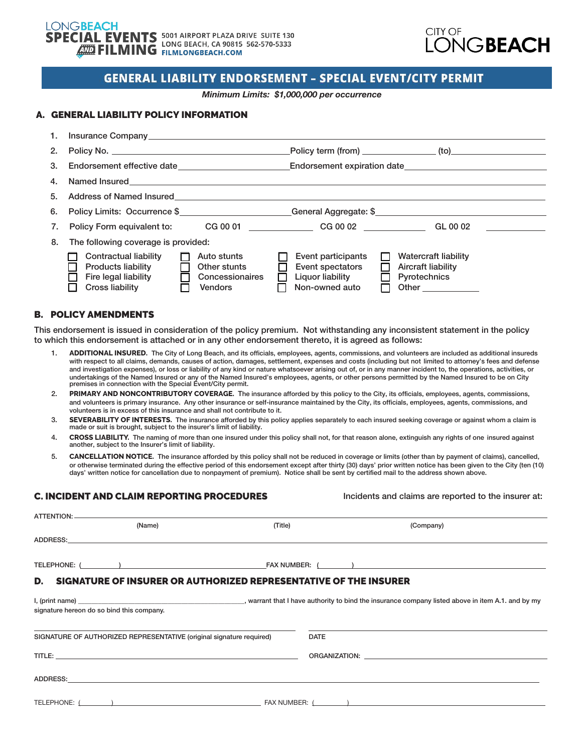LONG BEACH SPECIAL EVENTS AND FILMING 5001 AIRPORT PLAZA DRIVE SUITE 130 LONG BEACH, CA 90815 562-570-5333 FILMLONGBEACH.COM

CITY OF LONG BEACH

# GENERAL LIABILITY ENDORSEMENT – SPECIAL EVENT/CITY PERMIT

***Minimum Limits: $1,000,000 per occurrence***

## A. GENERAL LIABILITY POLICY INFORMATION

1. Insurance Company ______________________________
2. Policy No. ______________________ Policy term (from) ______________ (to) ______________
3. Endorsement effective date ______________________ Endorsement expiration date ______________________
4. Named Insured ______________________________
5. Address of Named Insured ______________________________
6. Policy Limits: Occurrence $ ______________________ General Aggregate: $ ______________________
7. Policy Form equivalent to: CG 00 01 __________ CG 00 02 __________ GL 00 02 __________
8. The following coverage is provided:

| | | | |
|---|---|---|---|
| ☐ Contractual liability | ☐ Auto stunts | ☐ Event participants | ☐ Watercraft liability |
| ☐ Products liability | ☐ Other stunts | ☐ Event spectators | ☐ Aircraft liability |
| ☐ Fire legal liability | ☐ Concessionaires | ☐ Liquor liability | ☐ Pyrotechnics |
| ☐ Cross liability | ☐ Vendors | ☐ Non-owned auto | ☐ Other __________ |

## B. POLICY AMENDMENTS

This endorsement is issued in consideration of the policy premium. Not withstanding any inconsistent statement in the policy to which this endorsement is attached or in any other endorsement thereto, it is agreed as follows:

1. **ADDITIONAL INSURED.** The City of Long Beach, and its officials, employees, agents, commissions, and volunteers are included as additional insureds with respect to all claims, demands, causes of action, damages, settlement, expenses and costs (including but not limited to attorney's fees and defense and investigation expenses), or loss or liability of any kind or nature whatsoever arising out of, or in any manner incident to, the operations, activities, or undertakings of the Named Insured or any of the Named Insured's employees, agents, or other persons permitted by the Named Insured to be on City premises in connection with the Special Event/City permit.
2. **PRIMARY AND NONCONTRIBUTORY COVERAGE.** The insurance afforded by this policy to the City, its officials, employees, agents, commissions, and volunteers is primary insurance. Any other insurance or self-insurance maintained by the City, its officials, employees, agents, commissions, and volunteers is in excess of this insurance and shall not contribute to it.
3. **SEVERABILITY OF INTERESTS.** The insurance afforded by this policy applies separately to each insured seeking coverage or against whom a claim is made or suit is brought, subject to the insurer's limit of liability.
4. **CROSS LIABILITY.** The naming of more than one insured under this policy shall not, for that reason alone, extinguish any rights of one insured against another, subject to the Insurer's limit of liability.
5. **CANCELLATION NOTICE.** The insurance afforded by this policy shall not be reduced in coverage or limits (other than by payment of claims), cancelled, or otherwise terminated during the effective period of this endorsement except after thirty (30) days' prior written notice has been given to the City (ten (10) days' written notice for cancellation due to nonpayment of premium). Notice shall be sent by certified mail to the address shown above.

## C. INCIDENT AND CLAIM REPORTING PROCEDURES

Incidents and claims are reported to the insurer at:

ATTENTION: ______________________________
(Name) (Title) (Company)

ADDRESS: ______________________________

TELEPHONE: ( ) ______________________ FAX NUMBER: ( ) ______________________

## D. SIGNATURE OF INSURER OR AUTHORIZED REPRESENTATIVE OF THE INSURER

I, (print name) ______________________, warrant that I have authority to bind the insurance company listed above in item A.1. and by my signature hereon do so bind this company.

______________________________ SIGNATURE OF AUTHORIZED REPRESENTATIVE (original signature required)

______________________________ DATE

TITLE: ______________________ ORGANIZATION: ______________________

ADDRESS: ______________________________

TELEPHONE: ( ) ______________________ FAX NUMBER: ( ) ______________________